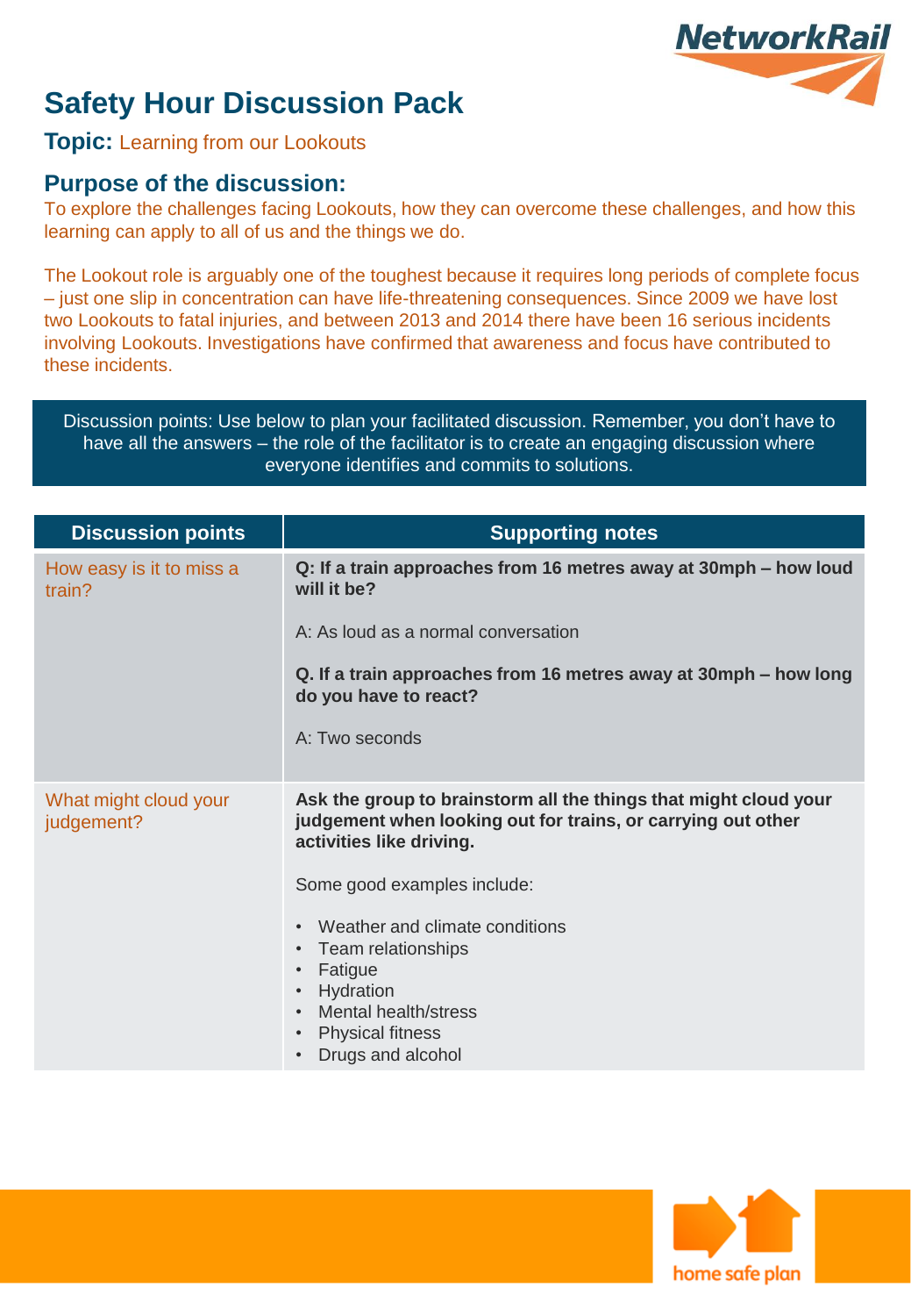# Safety Hour Discussion Pack

**Topic:** Learning from our Lookouts

## Purpose of the discussion:

To explore the challenges facing Lookouts, how they can overcome these challenges, and how this learning can apply to all of us and the things we do.

The Lookout role is arguably one of the toughest because it requires long periods of complete focus – just one slip in concentration can have life-threatening consequences. Since 2009 we have lost two Lookouts to fatal injuries, and between 2013 and 2014 there have been 16 serious incidents involving Lookouts. Investigations have confirmed that awareness and focus have contributed to these incidents.

Discussion points: Use below to plan your facilitated discussion. Remember, you don't have to have all the answers – the role of the facilitator is to create an engaging discussion where everyone identifies and commits to solutions.

| Discussion points | Supporting notes |
| --- | --- |
| How easy is it to miss a train? | **Q: If a train approaches from 16 metres away at 30mph – how loud will it be?**<br><br>A: As loud as a normal conversation<br><br>**Q. If a train approaches from 16 metres away at 30mph – how long do you have to react?**<br><br>A: Two seconds |
| What might cloud your judgement? | **Ask the group to brainstorm all the things that might cloud your judgement when looking out for trains, or carrying out other activities like driving.**<br><br>Some good examples include:<br><br>• Weather and climate conditions<br>• Team relationships<br>• Fatigue<br>• Hydration<br>• Mental health/stress<br>• Physical fitness<br>• Drugs and alcohol |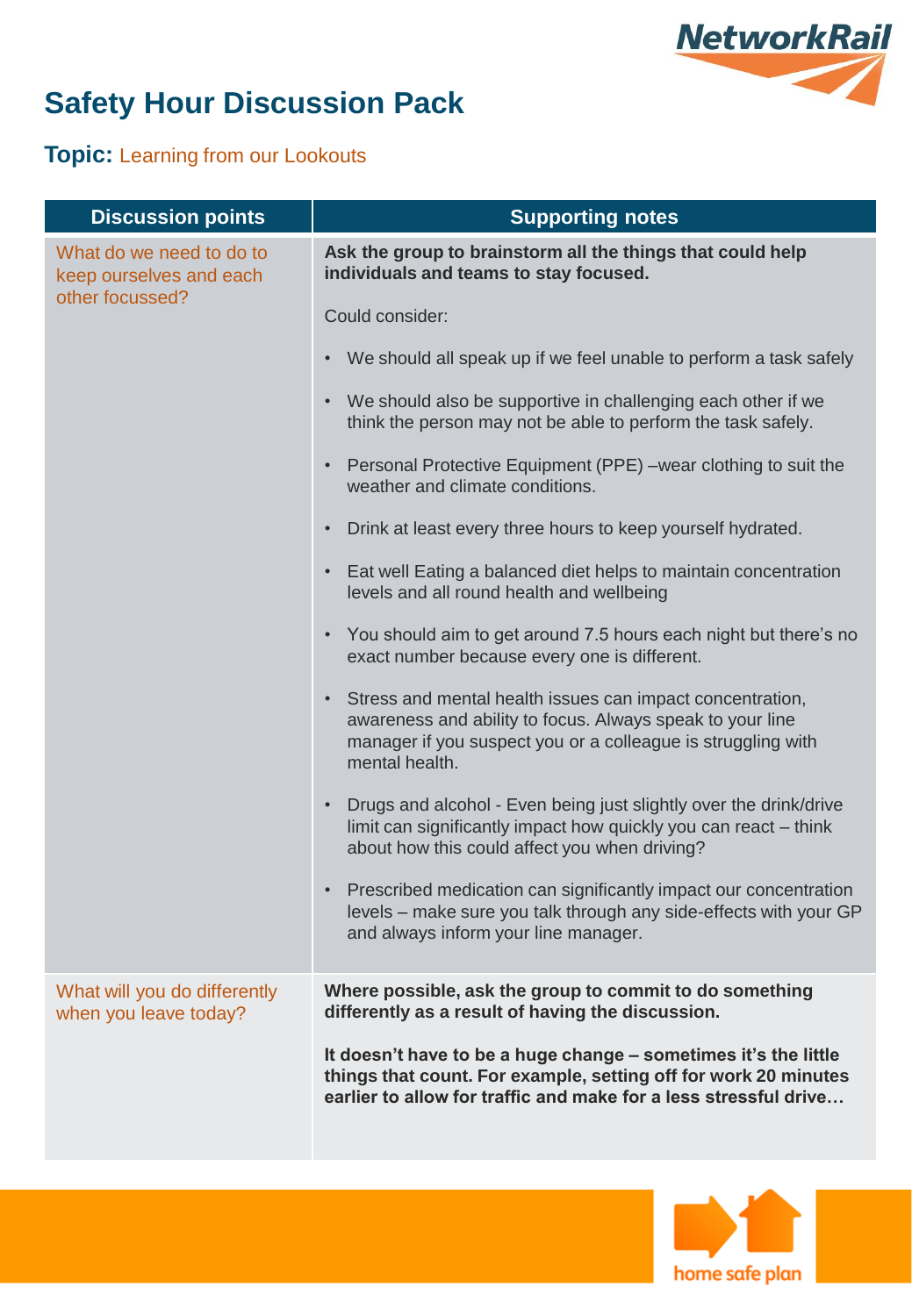# Safety Hour Discussion Pack

**Topic:** Learning from our Lookouts

| Discussion points | Supporting notes |
| --- | --- |
| What do we need to do to keep ourselves and each other focussed? | **Ask the group to brainstorm all the things that could help individuals and teams to stay focused.**<br><br>Could consider:<br><br>• We should all speak up if we feel unable to perform a task safely<br><br>• We should also be supportive in challenging each other if we think the person may not be able to perform the task safely.<br><br>• Personal Protective Equipment (PPE) –wear clothing to suit the weather and climate conditions.<br><br>• Drink at least every three hours to keep yourself hydrated.<br><br>• Eat well Eating a balanced diet helps to maintain concentration levels and all round health and wellbeing<br><br>• You should aim to get around 7.5 hours each night but there's no exact number because every one is different.<br><br>• Stress and mental health issues can impact concentration, awareness and ability to focus. Always speak to your line manager if you suspect you or a colleague is struggling with mental health.<br><br>• Drugs and alcohol - Even being just slightly over the drink/drive limit can significantly impact how quickly you can react – think about how this could affect you when driving?<br><br>• Prescribed medication can significantly impact our concentration levels – make sure you talk through any side-effects with your GP and always inform your line manager. |
| What will you do differently when you leave today? | **Where possible, ask the group to commit to do something differently as a result of having the discussion.**<br><br>**It doesn't have to be a huge change – sometimes it's the little things that count. For example, setting off for work 20 minutes earlier to allow for traffic and make for a less stressful drive…** |